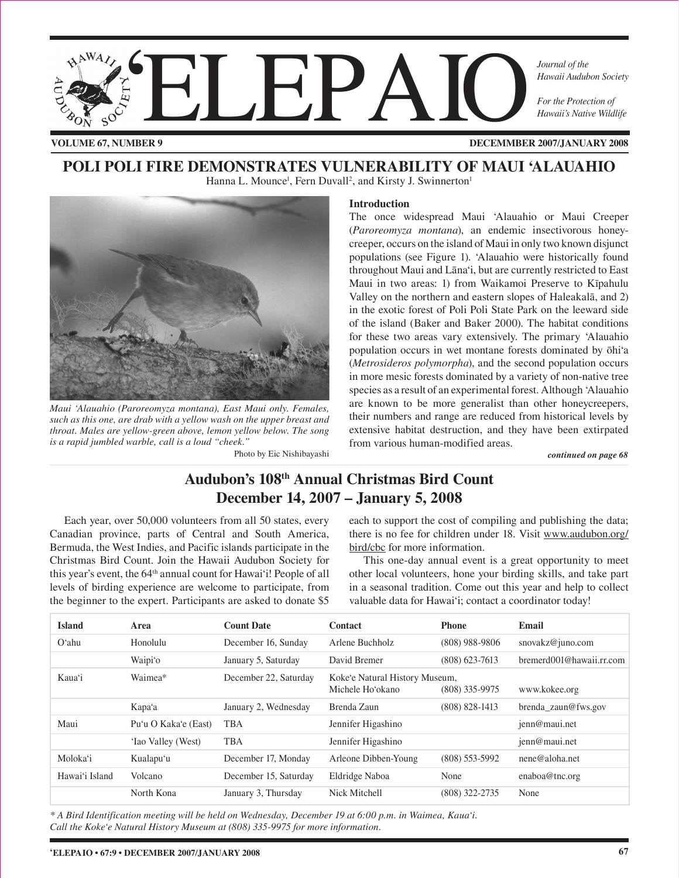# ʻELEPAIO

*Journal of the Hawaii Audubon Society*

*For the Protection of Hawaii's Native Wildlife*

**VOLUME 67, NUMBER 9** **DECEMMBER 2007/JANUARY 2008**

## POLI POLI FIRE DEMONSTRATES VULNERABILITY OF MAUI ʻALAUAHIO

Hanna L. Mounce[1], Fern Duvall[2], and Kirsty J. Swinnerton[1]

*Maui ʻAlauahio (Paroreomyza montana), East Maui only. Females, such as this one, are drab with a yellow wash on the upper breast and throat. Males are yellow-green above, lemon yellow below. The song is a rapid jumbled warble, call is a loud "cheek."*

Photo by Eic Nishibayashi

### Introduction

The once widespread Maui ʻAlauahio or Maui Creeper (*Paroreomyza montana*), an endemic insectivorous honeycreeper, occurs on the island of Maui in only two known disjunct populations (see Figure 1). ʻAlauahio were historically found throughout Maui and Lānaʻi, but are currently restricted to East Maui in two areas: 1) from Waikamoi Preserve to Kīpahulu Valley on the northern and eastern slopes of Haleakalā, and 2) in the exotic forest of Poli Poli State Park on the leeward side of the island (Baker and Baker 2000). The habitat conditions for these two areas vary extensively. The primary ʻAlauahio population occurs in wet montane forests dominated by ōhiʻa (*Metrosideros polymorpha*), and the second population occurs in more mesic forests dominated by a variety of non-native tree species as a result of an experimental forest. Although ʻAlauahio are known to be more generalist than other honeycreepers, their numbers and range are reduced from historical levels by extensive habitat destruction, and they have been extirpated from various human-modified areas.

***continued on page 68***

## Audubon's 108th Annual Christmas Bird Count
## December 14, 2007 – January 5, 2008

Each year, over 50,000 volunteers from all 50 states, every Canadian province, parts of Central and South America, Bermuda, the West Indies, and Pacific islands participate in the Christmas Bird Count. Join the Hawaii Audubon Society for this year's event, the 64th annual count for Hawaiʻi! People of all levels of birding experience are welcome to participate, from the beginner to the expert. Participants are asked to donate $5 each to support the cost of compiling and publishing the data; there is no fee for children under 18. Visit www.audubon.org/bird/cbc for more information.

This one-day annual event is a great opportunity to meet other local volunteers, hone your birding skills, and take part in a seasonal tradition. Come out this year and help to collect valuable data for Hawaiʻi; contact a coordinator today!

| Island | Area | Count Date | Contact | Phone | Email |
|---|---|---|---|---|---|
| Oʻahu | Honolulu | December 16, Sunday | Arlene Buchholz | (808) 988-9806 | snovakz@juno.com |
| | Waipiʻo | January 5, Saturday | David Bremer | (808) 623-7613 | bremerd001@hawaii.rr.com |
| Kauaʻi | Waimea* | December 22, Saturday | Kokeʻe Natural History Museum, Michele Hoʻokano | (808) 335-9975 | www.kokee.org |
| | Kapaʻa | January 2, Wednesday | Brenda Zaun | (808) 828-1413 | brenda_zaun@fws.gov |
| Maui | Puʻu O Kakaʻe (East) | TBA | Jennifer Higashino | | jenn@maui.net |
| | ʻIao Valley (West) | TBA | Jennifer Higashino | | jenn@maui.net |
| Molokaʻi | Kualapuʻu | December 17, Monday | Arleone Dibben-Young | (808) 553-5992 | nene@aloha.net |
| Hawaiʻi Island | Volcano | December 15, Saturday | Eldridge Naboa | None | enaboa@tnc.org |
| | North Kona | January 3, Thursday | Nick Mitchell | (808) 322-2735 | None |

*\* A Bird Identification meeting will be held on Wednesday, December 19 at 6:00 p.m. in Waimea, Kauaʻi. Call the Kokeʻe Natural History Museum at (808) 335-9975 for more information.*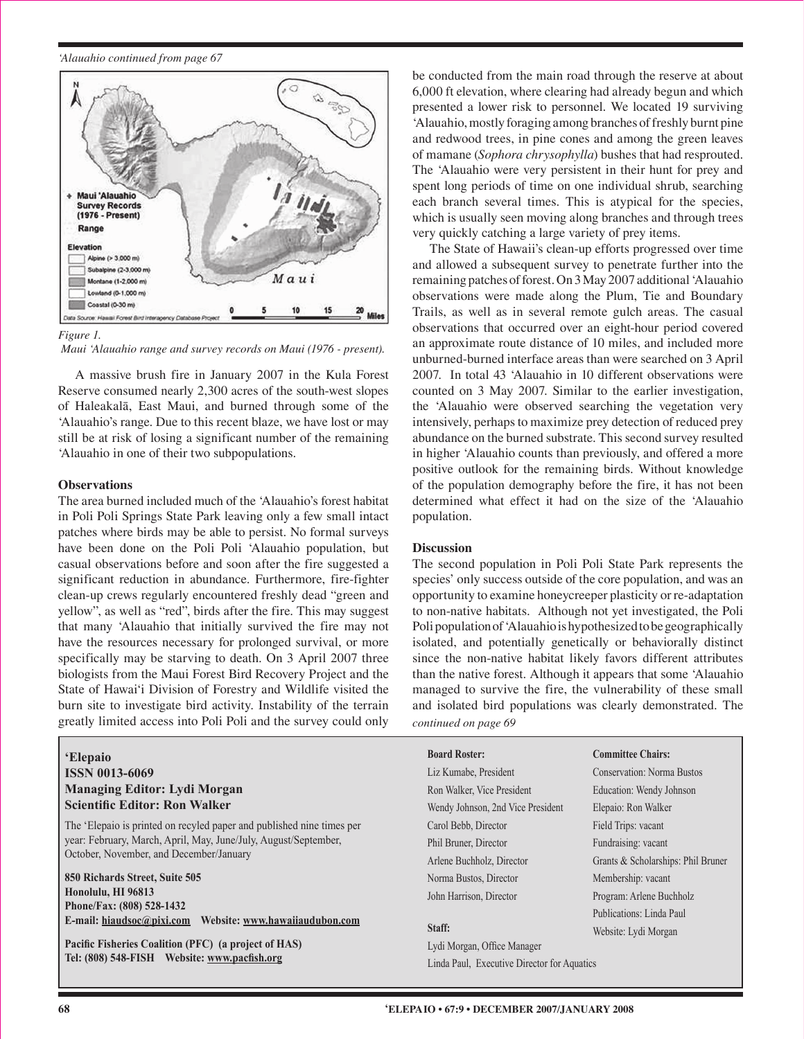*'Alauahio continued from page 67*

Figure 1.
Maui 'Alauahio range and survey records on Maui (1976 - present).

A massive brush fire in January 2007 in the Kula Forest Reserve consumed nearly 2,300 acres of the south-west slopes of Haleakalā, East Maui, and burned through some of the 'Alauahio's range. Due to this recent blaze, we have lost or may still be at risk of losing a significant number of the remaining 'Alauahio in one of their two subpopulations.

### Observations

The area burned included much of the 'Alauahio's forest habitat in Poli Poli Springs State Park leaving only a few small intact patches where birds may be able to persist. No formal surveys have been done on the Poli Poli 'Alauahio population, but casual observations before and soon after the fire suggested a significant reduction in abundance. Furthermore, fire-fighter clean-up crews regularly encountered freshly dead "green and yellow", as well as "red", birds after the fire. This may suggest that many 'Alauahio that initially survived the fire may not have the resources necessary for prolonged survival, or more specifically may be starving to death. On 3 April 2007 three biologists from the Maui Forest Bird Recovery Project and the State of Hawai'i Division of Forestry and Wildlife visited the burn site to investigate bird activity. Instability of the terrain greatly limited access into Poli Poli and the survey could only be conducted from the main road through the reserve at about 6,000 ft elevation, where clearing had already begun and which presented a lower risk to personnel. We located 19 surviving 'Alauahio, mostly foraging among branches of freshly burnt pine and redwood trees, in pine cones and among the green leaves of mamane (*Sophora chrysophylla*) bushes that had resprouted. The 'Alauahio were very persistent in their hunt for prey and spent long periods of time on one individual shrub, searching each branch several times. This is atypical for the species, which is usually seen moving along branches and through trees very quickly catching a large variety of prey items.

The State of Hawaii's clean-up efforts progressed over time and allowed a subsequent survey to penetrate further into the remaining patches of forest. On 3 May 2007 additional 'Alauahio observations were made along the Plum, Tie and Boundary Trails, as well as in several remote gulch areas. The casual observations that occurred over an eight-hour period covered an approximate route distance of 10 miles, and included more unburned-burned interface areas than were searched on 3 April 2007. In total 43 'Alauahio in 10 different observations were counted on 3 May 2007. Similar to the earlier investigation, the 'Alauahio were observed searching the vegetation very intensively, perhaps to maximize prey detection of reduced prey abundance on the burned substrate. This second survey resulted in higher 'Alauahio counts than previously, and offered a more positive outlook for the remaining birds. Without knowledge of the population demography before the fire, it has not been determined what effect it had on the size of the 'Alauahio population.

### Discussion

The second population in Poli Poli State Park represents the species' only success outside of the core population, and was an opportunity to examine honeycreeper plasticity or re-adaptation to non-native habitats. Although not yet investigated, the Poli Poli population of 'Alauahio is hypothesized to be geographically isolated, and potentially genetically or behaviorally distinct since the non-native habitat likely favors different attributes than the native forest. Although it appears that some 'Alauahio managed to survive the fire, the vulnerability of these small and isolated bird populations was clearly demonstrated. The

*continued on page 69*

---

**'Elepaio**
**ISSN 0013-6069**
**Managing Editor: Lydi Morgan**
**Scientific Editor: Ron Walker**

The 'Elepaio is printed on recyled paper and published nine times per year: February, March, April, May, June/July, August/September, October, November, and December/January

**850 Richards Street, Suite 505**
**Honolulu, HI 96813**
**Phone/Fax: (808) 528-1432**
**E-mail: hiaudsoc@pixi.com Website: www.hawaiiaudubon.com**

**Pacific Fisheries Coalition (PFC) (a project of HAS)**
**Tel: (808) 548-FISH Website: www.pacfish.org**

**Board Roster:**
Liz Kumabe, President
Ron Walker, Vice President
Wendy Johnson, 2nd Vice President
Carol Bebb, Director
Phil Bruner, Director
Arlene Buchholz, Director
Norma Bustos, Director
John Harrison, Director

**Staff:**
Lydi Morgan, Office Manager
Linda Paul, Executive Director for Aquatics

**Committee Chairs:**
Conservation: Norma Bustos
Education: Wendy Johnson
Elepaio: Ron Walker
Field Trips: vacant
Fundraising: vacant
Grants & Scholarships: Phil Bruner
Membership: vacant
Program: Arlene Buchholz
Publications: Linda Paul
Website: Lydi Morgan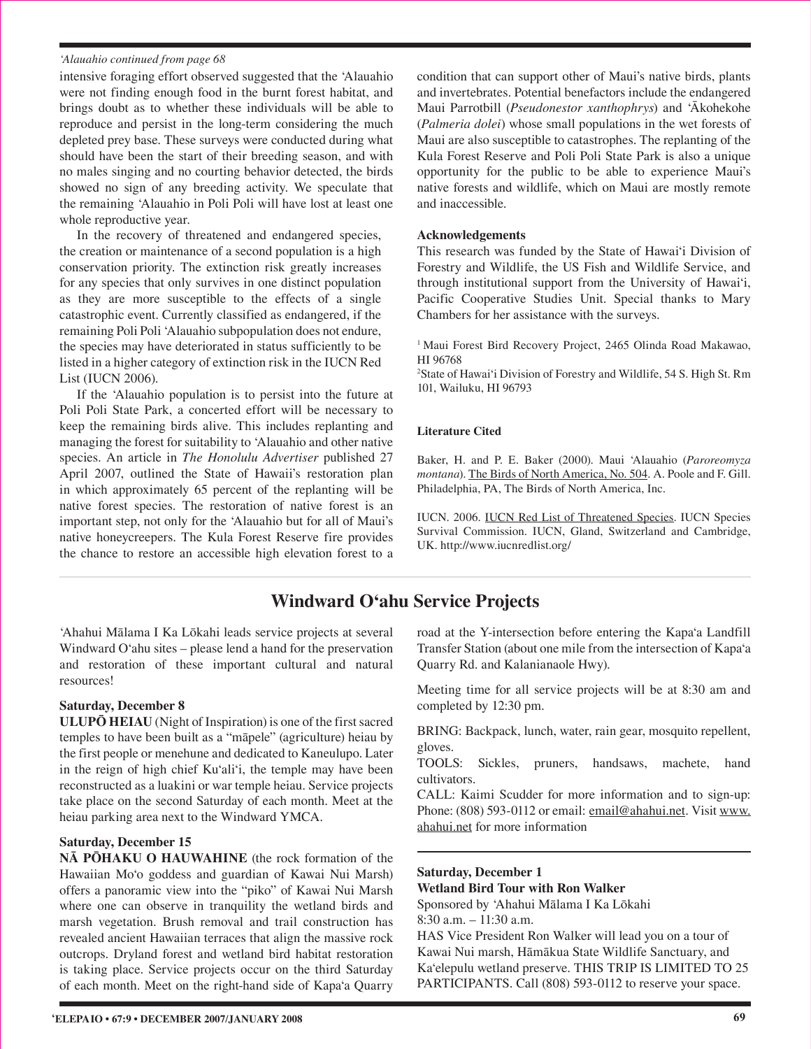*'Alauahio continued from page 68*

intensive foraging effort observed suggested that the ʻAlauahio were not finding enough food in the burnt forest habitat, and brings doubt as to whether these individuals will be able to reproduce and persist in the long-term considering the much depleted prey base. These surveys were conducted during what should have been the start of their breeding season, and with no males singing and no courting behavior detected, the birds showed no sign of any breeding activity. We speculate that the remaining ʻAlauahio in Poli Poli will have lost at least one whole reproductive year.

In the recovery of threatened and endangered species, the creation or maintenance of a second population is a high conservation priority. The extinction risk greatly increases for any species that only survives in one distinct population as they are more susceptible to the effects of a single catastrophic event. Currently classified as endangered, if the remaining Poli Poli ʻAlauahio subpopulation does not endure, the species may have deteriorated in status sufficiently to be listed in a higher category of extinction risk in the IUCN Red List (IUCN 2006).

If the ʻAlauahio population is to persist into the future at Poli Poli State Park, a concerted effort will be necessary to keep the remaining birds alive. This includes replanting and managing the forest for suitability to ʻAlauahio and other native species. An article in *The Honolulu Advertiser* published 27 April 2007, outlined the State of Hawaii's restoration plan in which approximately 65 percent of the replanting will be native forest species. The restoration of native forest is an important step, not only for the ʻAlauahio but for all of Maui's native honeycreepers. The Kula Forest Reserve fire provides the chance to restore an accessible high elevation forest to a condition that can support other of Maui's native birds, plants and invertebrates. Potential benefactors include the endangered Maui Parrotbill (*Pseudonestor xanthophrys*) and ʻĀkohekohe (*Palmeria dolei*) whose small populations in the wet forests of Maui are also susceptible to catastrophes. The replanting of the Kula Forest Reserve and Poli Poli State Park is also a unique opportunity for the public to be able to experience Maui's native forests and wildlife, which on Maui are mostly remote and inaccessible.

### Acknowledgements

This research was funded by the State of Hawaiʻi Division of Forestry and Wildlife, the US Fish and Wildlife Service, and through institutional support from the University of Hawaiʻi, Pacific Cooperative Studies Unit. Special thanks to Mary Chambers for her assistance with the surveys.

[1] Maui Forest Bird Recovery Project, 2465 Olinda Road Makawao, HI 96768

[2] State of Hawaiʻi Division of Forestry and Wildlife, 54 S. High St. Rm 101, Wailuku, HI 96793

### Literature Cited

Baker, H. and P. E. Baker (2000). Maui ʻAlauahio (*Paroreomyza montana*). The Birds of North America, No. 504. A. Poole and F. Gill. Philadelphia, PA, The Birds of North America, Inc.

IUCN. 2006. IUCN Red List of Threatened Species. IUCN Species Survival Commission. IUCN, Gland, Switzerland and Cambridge, UK. http://www.iucnredlist.org/

## Windward Oʻahu Service Projects

ʻAhahui Mālama I Ka Lōkahi leads service projects at several Windward Oʻahu sites – please lend a hand for the preservation and restoration of these important cultural and natural resources!

**Saturday, December 8**

**ULUPŌ HEIAU** (Night of Inspiration) is one of the first sacred temples to have been built as a "māpele" (agriculture) heiau by the first people or menehune and dedicated to Kaneulupo. Later in the reign of high chief Kuʻaliʻi, the temple may have been reconstructed as a luakini or war temple heiau. Service projects take place on the second Saturday of each month. Meet at the heiau parking area next to the Windward YMCA.

**Saturday, December 15**

**NĀ PŌHAKU O HAUWAHINE** (the rock formation of the Hawaiian Moʻo goddess and guardian of Kawai Nui Marsh) offers a panoramic view into the "piko" of Kawai Nui Marsh where one can observe in tranquility the wetland birds and marsh vegetation. Brush removal and trail construction has revealed ancient Hawaiian terraces that align the massive rock outcrops. Dryland forest and wetland bird habitat restoration is taking place. Service projects occur on the third Saturday of each month. Meet on the right-hand side of Kapaʻa Quarry road at the Y-intersection before entering the Kapaʻa Landfill Transfer Station (about one mile from the intersection of Kapaʻa Quarry Rd. and Kalanianaole Hwy).

Meeting time for all service projects will be at 8:30 am and completed by 12:30 pm.

BRING: Backpack, lunch, water, rain gear, mosquito repellent, gloves.
TOOLS: Sickles, pruners, handsaws, machete, hand cultivators.
CALL: Kaimi Scudder for more information and to sign-up: Phone: (808) 593-0112 or email: email@ahahui.net. Visit www.ahahui.net for more information

**Saturday, December 1**
**Wetland Bird Tour with Ron Walker**
Sponsored by ʻAhahui Mālama I Ka Lōkahi
8:30 a.m. – 11:30 a.m.
HAS Vice President Ron Walker will lead you on a tour of Kawai Nui marsh, Hāmākua State Wildlife Sanctuary, and Kaʻelepulu wetland preserve. THIS TRIP IS LIMITED TO 25 PARTICIPANTS. Call (808) 593-0112 to reserve your space.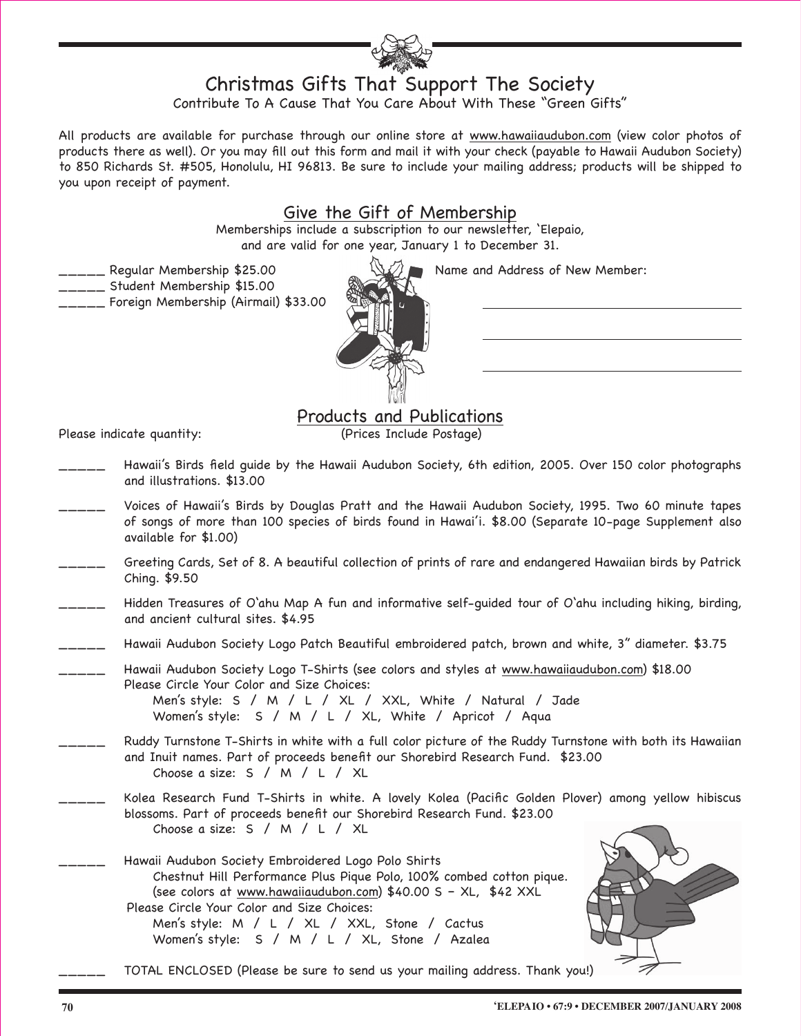# Christmas Gifts That Support The Society

Contribute To A Cause That You Care About With These "Green Gifts"

All products are available for purchase through our online store at www.hawaiiaudubon.com (view color photos of products there as well). Or you may fill out this form and mail it with your check (payable to Hawaii Audubon Society) to 850 Richards St. #505, Honolulu, HI 96813. Be sure to include your mailing address; products will be shipped to you upon receipt of payment.

## Give the Gift of Membership

Memberships include a subscription to our newsletter, 'Elepaio, and are valid for one year, January 1 to December 31.

_____ Regular Membership $25.00
_____ Student Membership $15.00
_____ Foreign Membership (Airmail) $33.00

Name and Address of New Member:

______________________________

______________________________

______________________________

## Products and Publications

Please indicate quantity:

(Prices Include Postage)

_____ Hawaii's Birds field guide by the Hawaii Audubon Society, 6th edition, 2005. Over 150 color photographs and illustrations. $13.00

_____ Voices of Hawaii's Birds by Douglas Pratt and the Hawaii Audubon Society, 1995. Two 60 minute tapes of songs of more than 100 species of birds found in Hawai'i. $8.00 (Separate 10-page Supplement also available for $1.00)

_____ Greeting Cards, Set of 8. A beautiful collection of prints of rare and endangered Hawaiian birds by Patrick Ching. $9.50

_____ Hidden Treasures of O'ahu Map A fun and informative self-guided tour of O'ahu including hiking, birding, and ancient cultural sites. $4.95

_____ Hawaii Audubon Society Logo Patch Beautiful embroidered patch, brown and white, 3" diameter. $3.75

_____ Hawaii Audubon Society Logo T-Shirts (see colors and styles at www.hawaiiaudubon.com) $18.00
Please Circle Your Color and Size Choices:
Men's style: S / M / L / XL / XXL, White / Natural / Jade
Women's style: S / M / L / XL, White / Apricot / Aqua

_____ Ruddy Turnstone T-Shirts in white with a full color picture of the Ruddy Turnstone with both its Hawaiian and Inuit names. Part of proceeds benefit our Shorebird Research Fund. $23.00
Choose a size: S / M / L / XL

_____ Kolea Research Fund T-Shirts in white. A lovely Kolea (Pacific Golden Plover) among yellow hibiscus blossoms. Part of proceeds benefit our Shorebird Research Fund. $23.00
Choose a size: S / M / L / XL

_____ Hawaii Audubon Society Embroidered Logo Polo Shirts
Chestnut Hill Performance Plus Pique Polo, 100% combed cotton pique. (see colors at www.hawaiiaudubon.com) $40.00 S – XL, $42 XXL
Please Circle Your Color and Size Choices:
Men's style: M / L / XL / XXL, Stone / Cactus
Women's style: S / M / L / XL, Stone / Azalea

_____ TOTAL ENCLOSED (Please be sure to send us your mailing address. Thank you!)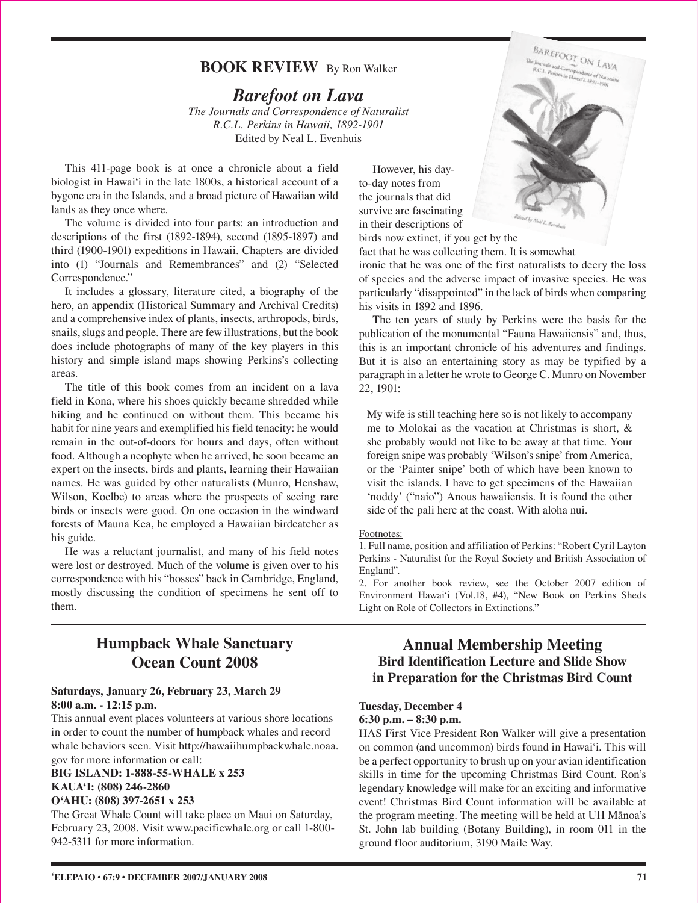## BOOK REVIEW By Ron Walker

### *Barefoot on Lava*

*The Journals and Correspondence of Naturalist R.C.L. Perkins in Hawaii, 1892-1901*

Edited by Neal L. Evenhuis

This 411-page book is at once a chronicle about a field biologist in Hawaiʻi in the late 1800s, a historical account of a bygone era in the Islands, and a broad picture of Hawaiian wild lands as they once where.

The volume is divided into four parts: an introduction and descriptions of the first (1892-1894), second (1895-1897) and third (1900-1901) expeditions in Hawaii. Chapters are divided into (1) "Journals and Remembrances" and (2) "Selected Correspondence."

It includes a glossary, literature cited, a biography of the hero, an appendix (Historical Summary and Archival Credits) and a comprehensive index of plants, insects, arthropods, birds, snails, slugs and people. There are few illustrations, but the book does include photographs of many of the key players in this history and simple island maps showing Perkins's collecting areas.

The title of this book comes from an incident on a lava field in Kona, where his shoes quickly became shredded while hiking and he continued on without them. This became his habit for nine years and exemplified his field tenacity: he would remain in the out-of-doors for hours and days, often without food. Although a neophyte when he arrived, he soon became an expert on the insects, birds and plants, learning their Hawaiian names. He was guided by other naturalists (Munro, Henshaw, Wilson, Koelbe) to areas where the prospects of seeing rare birds or insects were good. On one occasion in the windward forests of Mauna Kea, he employed a Hawaiian birdcatcher as his guide.

He was a reluctant journalist, and many of his field notes were lost or destroyed. Much of the volume is given over to his correspondence with his "bosses" back in Cambridge, England, mostly discussing the condition of specimens he sent off to them.

However, his day-to-day notes from the journals that did survive are fascinating in their descriptions of birds now extinct, if you get by the fact that he was collecting them. It is somewhat ironic that he was one of the first naturalists to decry the loss of species and the adverse impact of invasive species. He was particularly "disappointed" in the lack of birds when comparing his visits in 1892 and 1896.

The ten years of study by Perkins were the basis for the publication of the monumental "Fauna Hawaiiensis" and, thus, this is an important chronicle of his adventures and findings. But it is also an entertaining story as may be typified by a paragraph in a letter he wrote to George C. Munro on November 22, 1901:

> My wife is still teaching here so is not likely to accompany me to Molokai as the vacation at Christmas is short, & she probably would not like to be away at that time. Your foreign snipe was probably 'Wilson's snipe' from America, or the 'Painter snipe' both of which have been known to visit the islands. I have to get specimens of the Hawaiian 'noddy' ("naio") Anous hawaiiensis. It is found the other side of the pali here at the coast. With aloha nui.

Footnotes:

1. Full name, position and affiliation of Perkins: "Robert Cyril Layton Perkins - Naturalist for the Royal Society and British Association of England".
2. For another book review, see the October 2007 edition of Environment Hawaiʻi (Vol.18, #4), "New Book on Perkins Sheds Light on Role of Collectors in Extinctions."

## Humpback Whale Sanctuary Ocean Count 2008

**Saturdays, January 26, February 23, March 29**
**8:00 a.m. - 12:15 p.m.**

This annual event places volunteers at various shore locations in order to count the number of humpback whales and record whale behaviors seen. Visit http://hawaiihumpbackwhale.noaa.gov for more information or call:

**BIG ISLAND: 1-888-55-WHALE x 253**
**KAUAʻI: (808) 246-2860**
**OʻAHU: (808) 397-2651 x 253**

The Great Whale Count will take place on Maui on Saturday, February 23, 2008. Visit www.pacificwhale.org or call 1-800-942-5311 for more information.

## Annual Membership Meeting

### Bird Identification Lecture and Slide Show in Preparation for the Christmas Bird Count

**Tuesday, December 4**
**6:30 p.m. – 8:30 p.m.**

HAS First Vice President Ron Walker will give a presentation on common (and uncommon) birds found in Hawaiʻi. This will be a perfect opportunity to brush up on your avian identification skills in time for the upcoming Christmas Bird Count. Ron's legendary knowledge will make for an exciting and informative event! Christmas Bird Count information will be available at the program meeting. The meeting will be held at UH Mānoa's St. John lab building (Botany Building), in room 011 in the ground floor auditorium, 3190 Maile Way.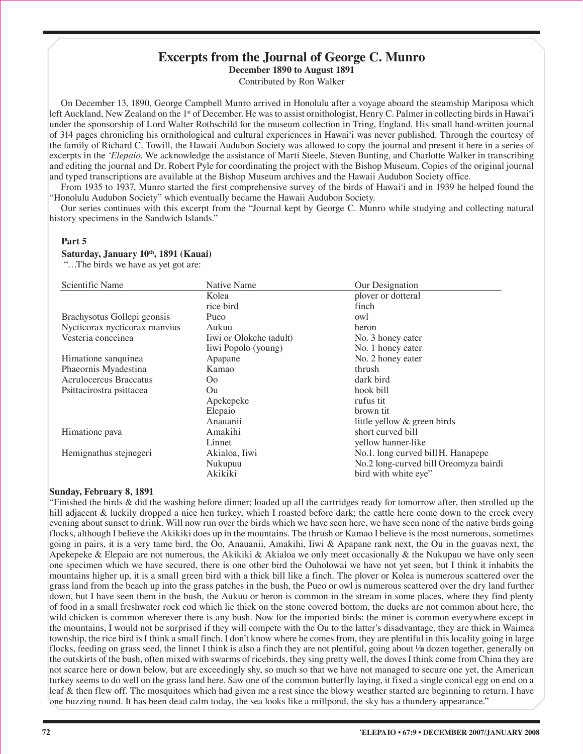# Excerpts from the Journal of George C. Munro

**December 1890 to August 1891**

Contributed by Ron Walker

On December 13, 1890, George Campbell Munro arrived in Honolulu after a voyage aboard the steamship Mariposa which left Auckland, New Zealand on the 1st of December. He was to assist ornithologist, Henry C. Palmer in collecting birds in Hawai'i under the sponsorship of Lord Walter Rothschild for the museum collection in Tring, England. His small hand-written journal of 314 pages chronicling his ornithological and cultural experiences in Hawai'i was never published. Through the courtesy of the family of Richard C. Towill, the Hawaii Audubon Society was allowed to copy the journal and present it here in a series of excerpts in the *'Elepaio*. We acknowledge the assistance of Marti Steele, Steven Bunting, and Charlotte Walker in transcribing and editing the journal and Dr. Robert Pyle for coordinating the project with the Bishop Museum. Copies of the original journal and typed transcriptions are available at the Bishop Museum archives and the Hawaii Audubon Society office.

From 1935 to 1937, Munro started the first comprehensive survey of the birds of Hawai'i and in 1939 he helped found the "Honolulu Audubon Society" which eventually became the Hawaii Audubon Society.

Our series continues with this excerpt from the "Journal kept by George C. Munro while studying and collecting natural history specimens in the Sandwich Islands."

**Part 5**

**Saturday, January 10th, 1891 (Kauai)**

"…The birds we have as yet got are:

| Scientific Name | Native Name | Our Designation |
|---|---|---|
| | Kolea | plover or dotteral |
| | rice bird | finch |
| Brachysotus Gollepi geonsis | Pueo | owl |
| Nycticorax nycticorax manvius | Aukuu | heron |
| Vesteria conccinea | Iiwi or Olokehe (adult) | No. 3 honey eater |
| | Iiwi Popolo (young) | No. 1 honey eater |
| Himatione sanquinea | Apapane | No. 2 honey eater |
| Phaeornis Myadestina | Kamao | thrush |
| Acrulocercus Braccatus | Oo | dark bird |
| Psittacirostra psittacea | Ou | hook bill |
| | Apekepeke | rufus tit |
| | Elepaio | brown tit |
| | Anauanii | little yellow & green birds |
| Himatione pava | Amakihi | short curved bill |
| | Linnet | yellow hanner-like |
| Hemignathus stejnegeri | Akialoa, Iiwi | No.1. long curved bill H. Hanapepe |
| | Nukupuu | No.2 long-curved bill Oreomyza bairdi |
| | Akikiki | bird with white eye" |

**Sunday, February 8, 1891**

"Finished the birds & did the washing before dinner; loaded up all the cartridges ready for tomorrow after, then strolled up the hill adjacent & luckily dropped a nice hen turkey, which I roasted before dark; the cattle here come down to the creek every evening about sunset to drink. Will now run over the birds which we have seen here, we have seen none of the native birds going flocks, although I believe the Akikiki does up in the mountains. The thrush or Kamao I believe is the most numerous, sometimes going in pairs, it is a very tame bird, the Oo, Anauanii, Amakihi, Iiwi & Apapane rank next, the Ou in the guavas next, the Apekepeke & Elepaio are not numerous, the Akikiki & Akialoa we only meet occasionally & the Nukupuu we have only seen one specimen which we have secured, there is one other bird the Ouholowai we have not yet seen, but I think it inhabits the mountains higher up, it is a small green bird with a thick bill like a finch. The plover or Kolea is numerous scattered over the grass land from the beach up into the grass patches in the bush, the Pueo or owl is numerous scattered over the dry land further down, but I have seen them in the bush, the Aukuu or heron is common in the stream in some places, where they find plenty of food in a small freshwater rock cod which lie thick on the stone covered bottom, the ducks are not common about here, the wild chicken is common wherever there is any bush. Now for the imported birds: the miner is common everywhere except in the mountains, I would not be surprised if they will compete with the Ou to the latter's disadvantage, they are thick in Waimea township, the rice bird is I think a small finch. I don't know where he comes from, they are plentiful in this locality going in large flocks, feeding on grass seed, the linnet I think is also a finch they are not plentiful, going about ½a dozen together, generally on the outskirts of the bush, often mixed with swarms of ricebirds, they sing pretty well, the doves I think come from China they are not scarce here or down below, but are exceedingly shy, so much so that we have not managed to secure one yet, the American turkey seems to do well on the grass land here. Saw one of the common butterfly laying, it fixed a single conical egg on end on a leaf & then flew off. The mosquitoes which had given me a rest since the blowy weather started are beginning to return. I have one buzzing round. It has been dead calm today, the sea looks like a millpond, the sky has a thundery appearance."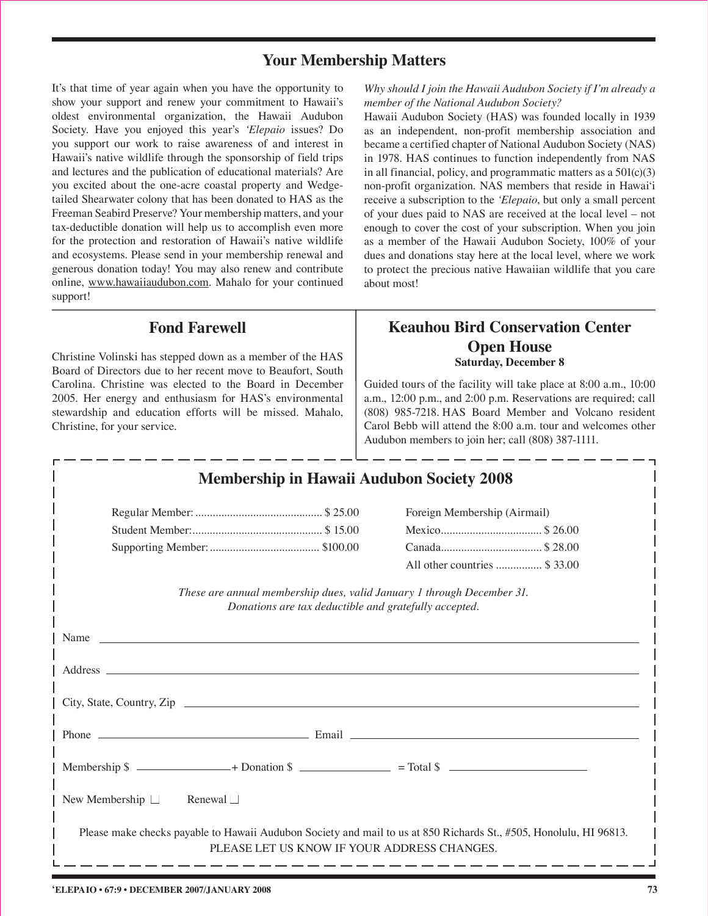## Your Membership Matters

It's that time of year again when you have the opportunity to show your support and renew your commitment to Hawaii's oldest environmental organization, the Hawaii Audubon Society. Have you enjoyed this year's *'Elepaio* issues? Do you support our work to raise awareness of and interest in Hawaii's native wildlife through the sponsorship of field trips and lectures and the publication of educational materials? Are you excited about the one-acre coastal property and Wedge-tailed Shearwater colony that has been donated to HAS as the Freeman Seabird Preserve? Your membership matters, and your tax-deductible donation will help us to accomplish even more for the protection and restoration of Hawaii's native wildlife and ecosystems. Please send in your membership renewal and generous donation today! You may also renew and contribute online, www.hawaiiaudubon.com. Mahalo for your continued support!

*Why should I join the Hawaii Audubon Society if I'm already a member of the National Audubon Society?*

Hawaii Audubon Society (HAS) was founded locally in 1939 as an independent, non-profit membership association and became a certified chapter of National Audubon Society (NAS) in 1978. HAS continues to function independently from NAS in all financial, policy, and programmatic matters as a 501(c)(3) non-profit organization. NAS members that reside in Hawai'i receive a subscription to the *'Elepaio*, but only a small percent of your dues paid to NAS are received at the local level – not enough to cover the cost of your subscription. When you join as a member of the Hawaii Audubon Society, 100% of your dues and donations stay here at the local level, where we work to protect the precious native Hawaiian wildlife that you care about most!

## Fond Farewell

Christine Volinski has stepped down as a member of the HAS Board of Directors due to her recent move to Beaufort, South Carolina. Christine was elected to the Board in December 2005. Her energy and enthusiasm for HAS's environmental stewardship and education efforts will be missed. Mahalo, Christine, for your service.

## Keauhou Bird Conservation Center Open House

**Saturday, December 8**

Guided tours of the facility will take place at 8:00 a.m., 10:00 a.m., 12:00 p.m., and 2:00 p.m. Reservations are required; call (808) 985-7218. HAS Board Member and Volcano resident Carol Bebb will attend the 8:00 a.m. tour and welcomes other Audubon members to join her; call (808) 387-1111.

## Membership in Hawaii Audubon Society 2008

| | | | |
|---|---|---|---|
| Regular Member: | $ 25.00 | Foreign Membership (Airmail) | |
| Student Member: | $ 15.00 | Mexico | $ 26.00 |
| Supporting Member: | $100.00 | Canada | $ 28.00 |
| | | All other countries | $ 33.00 |

*These are annual membership dues, valid January 1 through December 31.*
*Donations are tax deductible and gratefully accepted.*

Name ______________________________

Address ______________________________

City, State, Country, Zip ______________________________

Phone ________________ Email ________________

Membership $ ________ + Donation $ ________ = Total $ ________

New Membership ☐ Renewal ☐

Please make checks payable to Hawaii Audubon Society and mail to us at 850 Richards St., #505, Honolulu, HI 96813.
PLEASE LET US KNOW IF YOUR ADDRESS CHANGES.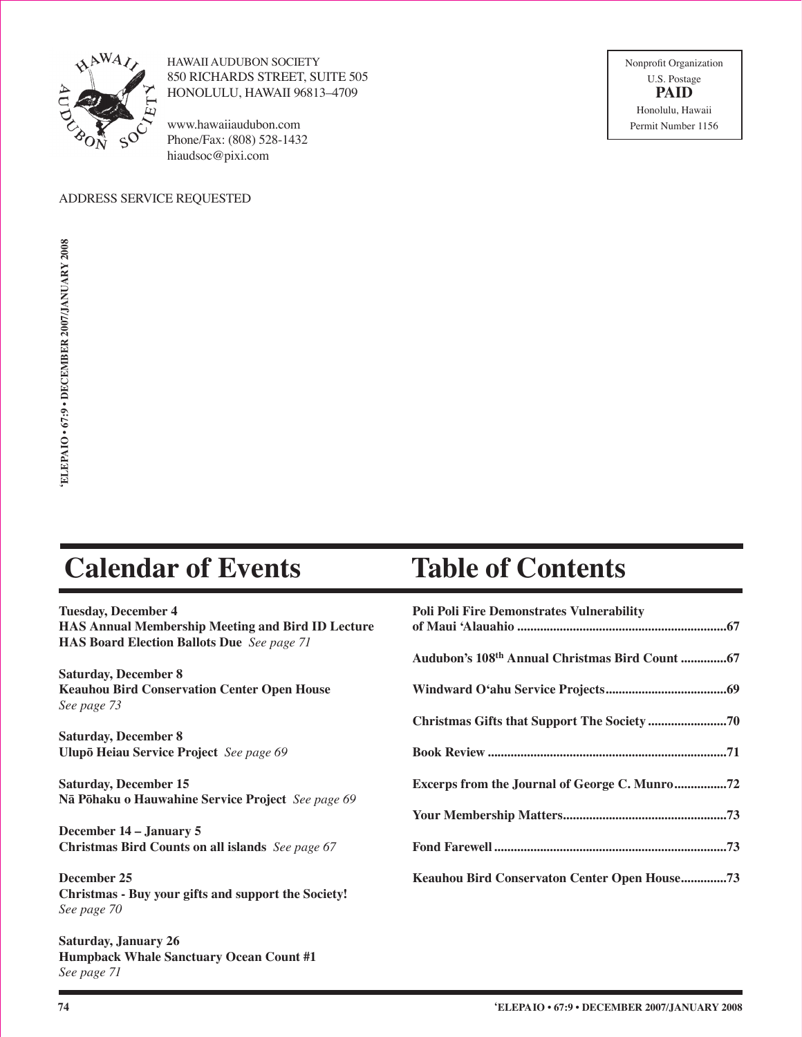HAWAII AUDUBON SOCIETY
850 RICHARDS STREET, SUITE 505
HONOLULU, HAWAII 96813–4709

www.hawaiiaudubon.com
Phone/Fax: (808) 528-1432
hiaudsoc@pixi.com

Nonprofit Organization
U.S. Postage
**PAID**
Honolulu, Hawaii
Permit Number 1156

ADDRESS SERVICE REQUESTED

ʻELEPAIO • 67:9 • DECEMBER 2007/JANUARY 2008

## Calendar of Events

**Tuesday, December 4**
**HAS Annual Membership Meeting and Bird ID Lecture**
**HAS Board Election Ballots Due** *See page 71*

**Saturday, December 8**
**Keauhou Bird Conservation Center Open House**
*See page 73*

**Saturday, December 8**
**Ulupō Heiau Service Project** *See page 69*

**Saturday, December 15**
**Nā Pōhaku o Hauwahine Service Project** *See page 69*

**December 14 – January 5**
**Christmas Bird Counts on all islands** *See page 67*

**December 25**
**Christmas - Buy your gifts and support the Society!**
*See page 70*

**Saturday, January 26**
**Humpback Whale Sanctuary Ocean Count #1**
*See page 71*

## Table of Contents

**Poli Poli Fire Demonstrates Vulnerability of Maui ʻAlauahio ....67**

**Audubon's 108th Annual Christmas Bird Count ....67**

**Windward Oʻahu Service Projects ....69**

**Christmas Gifts that Support The Society ....70**

**Book Review ....71**

**Excerps from the Journal of George C. Munro ....72**

**Your Membership Matters ....73**

**Fond Farewell ....73**

**Keauhou Bird Conservaton Center Open House ....73**